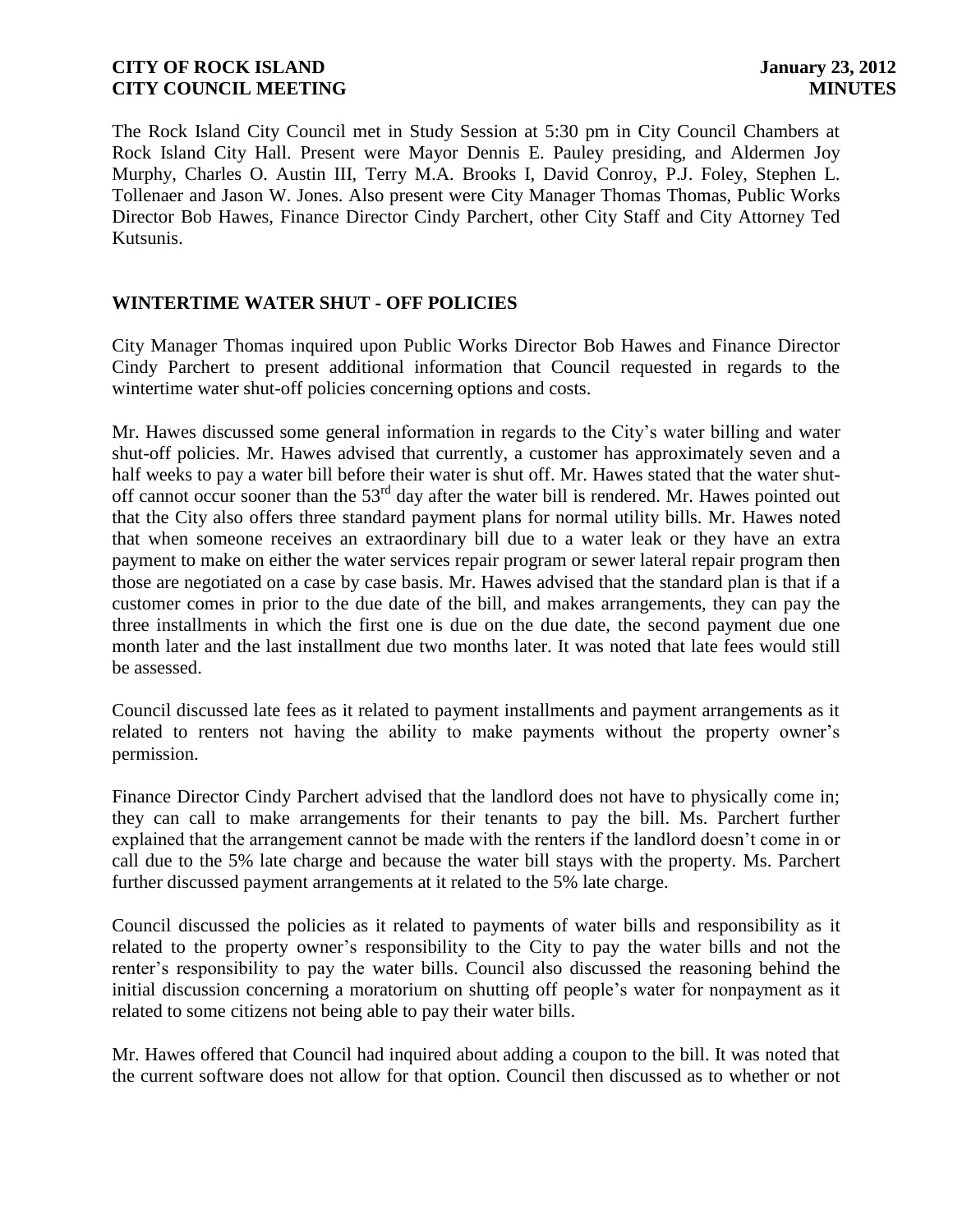The Rock Island City Council met in Study Session at 5:30 pm in City Council Chambers at Rock Island City Hall. Present were Mayor Dennis E. Pauley presiding, and Aldermen Joy Murphy, Charles O. Austin III, Terry M.A. Brooks I, David Conroy, P.J. Foley, Stephen L. Tollenaer and Jason W. Jones. Also present were City Manager Thomas Thomas, Public Works Director Bob Hawes, Finance Director Cindy Parchert, other City Staff and City Attorney Ted Kutsunis.

## WINTERTIME WATER SHUT - OFF POLICIES

City Manager Thomas inquired upon Public Works Director Bob Hawes and Finance Director Cindy Parchert to present additional information that Council requested in regards to the wintertime water shut-off policies concerning options and costs.

Mr. Hawes discussed some general information in regards to the City's water billing and water shut-off policies. Mr. Hawes advised that currently, a customer has approximately seven and a half weeks to pay a water bill before their water is shut off. Mr. Hawes stated that the water shut-off cannot occur sooner than the 53rd day after the water bill is rendered. Mr. Hawes pointed out that the City also offers three standard payment plans for normal utility bills. Mr. Hawes noted that when someone receives an extraordinary bill due to a water leak or they have an extra payment to make on either the water services repair program or sewer lateral repair program then those are negotiated on a case by case basis. Mr. Hawes advised that the standard plan is that if a customer comes in prior to the due date of the bill, and makes arrangements, they can pay the three installments in which the first one is due on the due date, the second payment due one month later and the last installment due two months later. It was noted that late fees would still be assessed.

Council discussed late fees as it related to payment installments and payment arrangements as it related to renters not having the ability to make payments without the property owner's permission.

Finance Director Cindy Parchert advised that the landlord does not have to physically come in; they can call to make arrangements for their tenants to pay the bill. Ms. Parchert further explained that the arrangement cannot be made with the renters if the landlord doesn't come in or call due to the 5% late charge and because the water bill stays with the property. Ms. Parchert further discussed payment arrangements at it related to the 5% late charge.

Council discussed the policies as it related to payments of water bills and responsibility as it related to the property owner's responsibility to the City to pay the water bills and not the renter's responsibility to pay the water bills. Council also discussed the reasoning behind the initial discussion concerning a moratorium on shutting off people's water for nonpayment as it related to some citizens not being able to pay their water bills.

Mr. Hawes offered that Council had inquired about adding a coupon to the bill. It was noted that the current software does not allow for that option. Council then discussed as to whether or not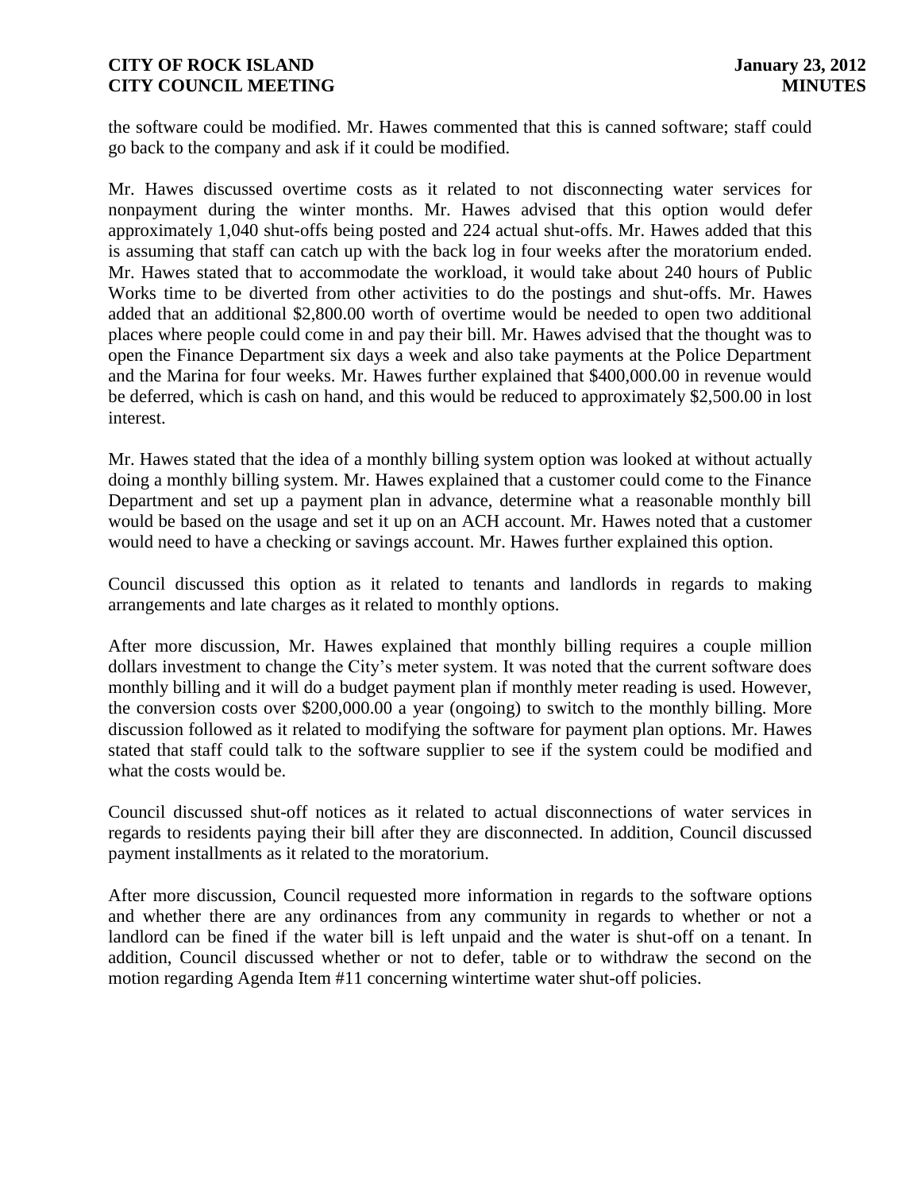the software could be modified. Mr. Hawes commented that this is canned software; staff could go back to the company and ask if it could be modified.

Mr. Hawes discussed overtime costs as it related to not disconnecting water services for nonpayment during the winter months. Mr. Hawes advised that this option would defer approximately 1,040 shut-offs being posted and 224 actual shut-offs. Mr. Hawes added that this is assuming that staff can catch up with the back log in four weeks after the moratorium ended. Mr. Hawes stated that to accommodate the workload, it would take about 240 hours of Public Works time to be diverted from other activities to do the postings and shut-offs. Mr. Hawes added that an additional $2,800.00 worth of overtime would be needed to open two additional places where people could come in and pay their bill. Mr. Hawes advised that the thought was to open the Finance Department six days a week and also take payments at the Police Department and the Marina for four weeks. Mr. Hawes further explained that $400,000.00 in revenue would be deferred, which is cash on hand, and this would be reduced to approximately $2,500.00 in lost interest.

Mr. Hawes stated that the idea of a monthly billing system option was looked at without actually doing a monthly billing system. Mr. Hawes explained that a customer could come to the Finance Department and set up a payment plan in advance, determine what a reasonable monthly bill would be based on the usage and set it up on an ACH account. Mr. Hawes noted that a customer would need to have a checking or savings account. Mr. Hawes further explained this option.

Council discussed this option as it related to tenants and landlords in regards to making arrangements and late charges as it related to monthly options.

After more discussion, Mr. Hawes explained that monthly billing requires a couple million dollars investment to change the City's meter system. It was noted that the current software does monthly billing and it will do a budget payment plan if monthly meter reading is used. However, the conversion costs over $200,000.00 a year (ongoing) to switch to the monthly billing. More discussion followed as it related to modifying the software for payment plan options. Mr. Hawes stated that staff could talk to the software supplier to see if the system could be modified and what the costs would be.

Council discussed shut-off notices as it related to actual disconnections of water services in regards to residents paying their bill after they are disconnected. In addition, Council discussed payment installments as it related to the moratorium.

After more discussion, Council requested more information in regards to the software options and whether there are any ordinances from any community in regards to whether or not a landlord can be fined if the water bill is left unpaid and the water is shut-off on a tenant. In addition, Council discussed whether or not to defer, table or to withdraw the second on the motion regarding Agenda Item #11 concerning wintertime water shut-off policies.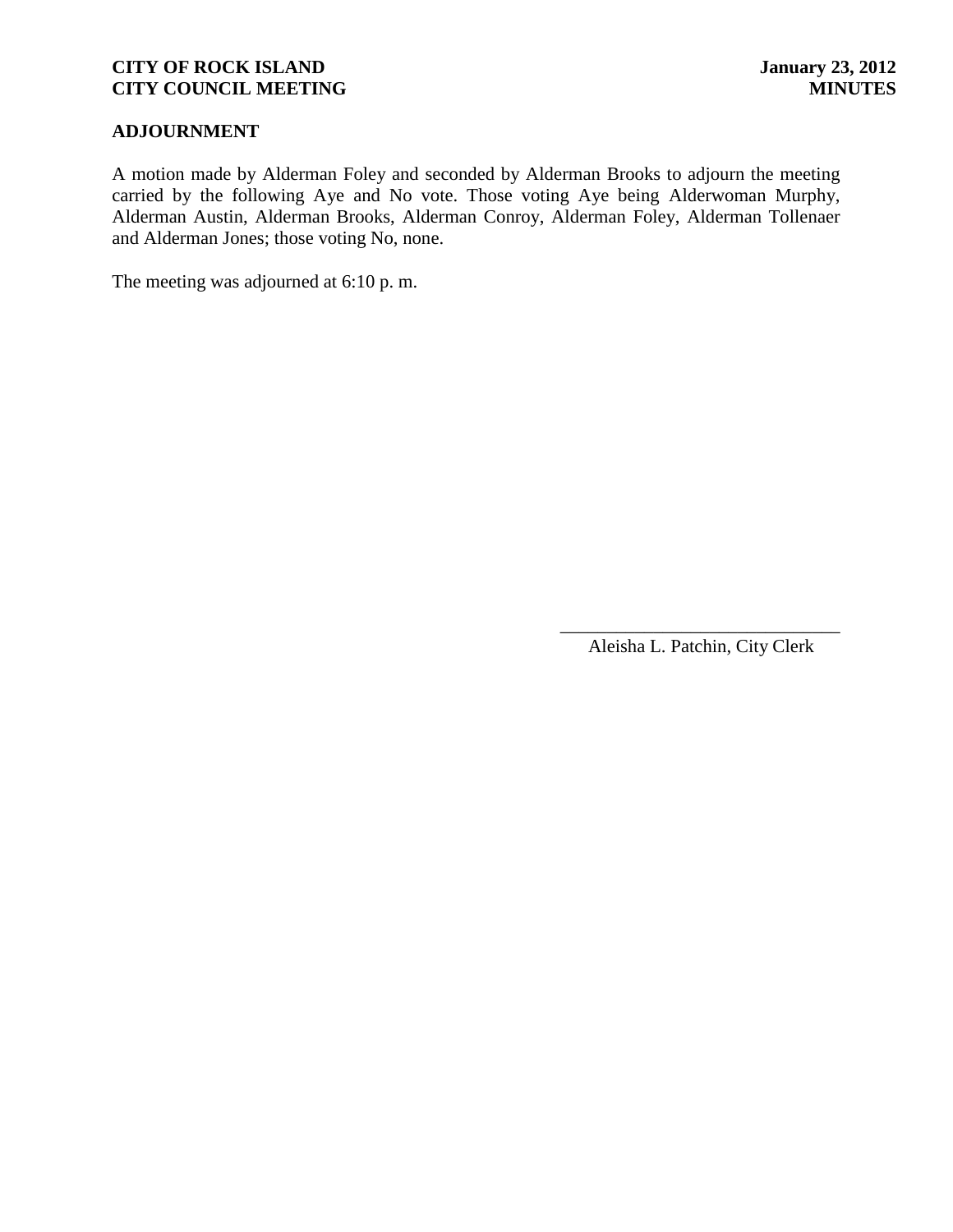## ADJOURNMENT

A motion made by Alderman Foley and seconded by Alderman Brooks to adjourn the meeting carried by the following Aye and No vote. Those voting Aye being Alderwoman Murphy, Alderman Austin, Alderman Brooks, Alderman Conroy, Alderman Foley, Alderman Tollenaer and Alderman Jones; those voting No, none.

The meeting was adjourned at 6:10 p. m.

\_\_\_\_\_\_\_\_\_\_\_\_\_\_\_\_\_\_\_\_\_\_\_\_\_\_\_\_\_\_

Aleisha L. Patchin, City Clerk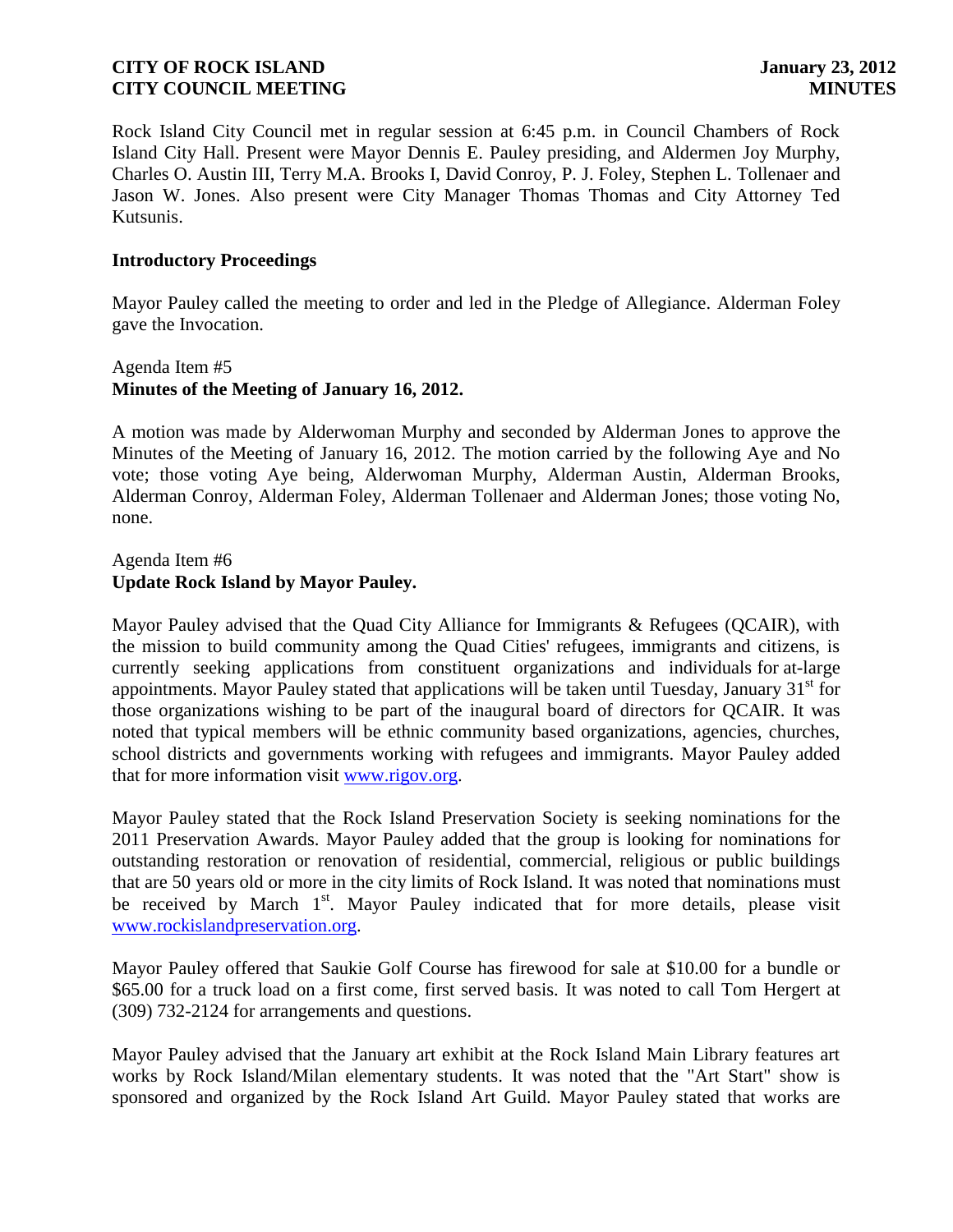Rock Island City Council met in regular session at 6:45 p.m. in Council Chambers of Rock Island City Hall. Present were Mayor Dennis E. Pauley presiding, and Aldermen Joy Murphy, Charles O. Austin III, Terry M.A. Brooks I, David Conroy, P. J. Foley, Stephen L. Tollenaer and Jason W. Jones. Also present were City Manager Thomas Thomas and City Attorney Ted Kutsunis.

**Introductory Proceedings**

Mayor Pauley called the meeting to order and led in the Pledge of Allegiance. Alderman Foley gave the Invocation.

Agenda Item #5
**Minutes of the Meeting of January 16, 2012.**

A motion was made by Alderwoman Murphy and seconded by Alderman Jones to approve the Minutes of the Meeting of January 16, 2012. The motion carried by the following Aye and No vote; those voting Aye being, Alderwoman Murphy, Alderman Austin, Alderman Brooks, Alderman Conroy, Alderman Foley, Alderman Tollenaer and Alderman Jones; those voting No, none.

Agenda Item #6
**Update Rock Island by Mayor Pauley.**

Mayor Pauley advised that the Quad City Alliance for Immigrants & Refugees (QCAIR), with the mission to build community among the Quad Cities' refugees, immigrants and citizens, is currently seeking applications from constituent organizations and individuals for at-large appointments. Mayor Pauley stated that applications will be taken until Tuesday, January 31st for those organizations wishing to be part of the inaugural board of directors for QCAIR. It was noted that typical members will be ethnic community based organizations, agencies, churches, school districts and governments working with refugees and immigrants. Mayor Pauley added that for more information visit www.rigov.org.

Mayor Pauley stated that the Rock Island Preservation Society is seeking nominations for the 2011 Preservation Awards. Mayor Pauley added that the group is looking for nominations for outstanding restoration or renovation of residential, commercial, religious or public buildings that are 50 years old or more in the city limits of Rock Island. It was noted that nominations must be received by March 1st. Mayor Pauley indicated that for more details, please visit www.rockislandpreservation.org.

Mayor Pauley offered that Saukie Golf Course has firewood for sale at $10.00 for a bundle or $65.00 for a truck load on a first come, first served basis. It was noted to call Tom Hergert at (309) 732-2124 for arrangements and questions.

Mayor Pauley advised that the January art exhibit at the Rock Island Main Library features art works by Rock Island/Milan elementary students. It was noted that the "Art Start" show is sponsored and organized by the Rock Island Art Guild. Mayor Pauley stated that works are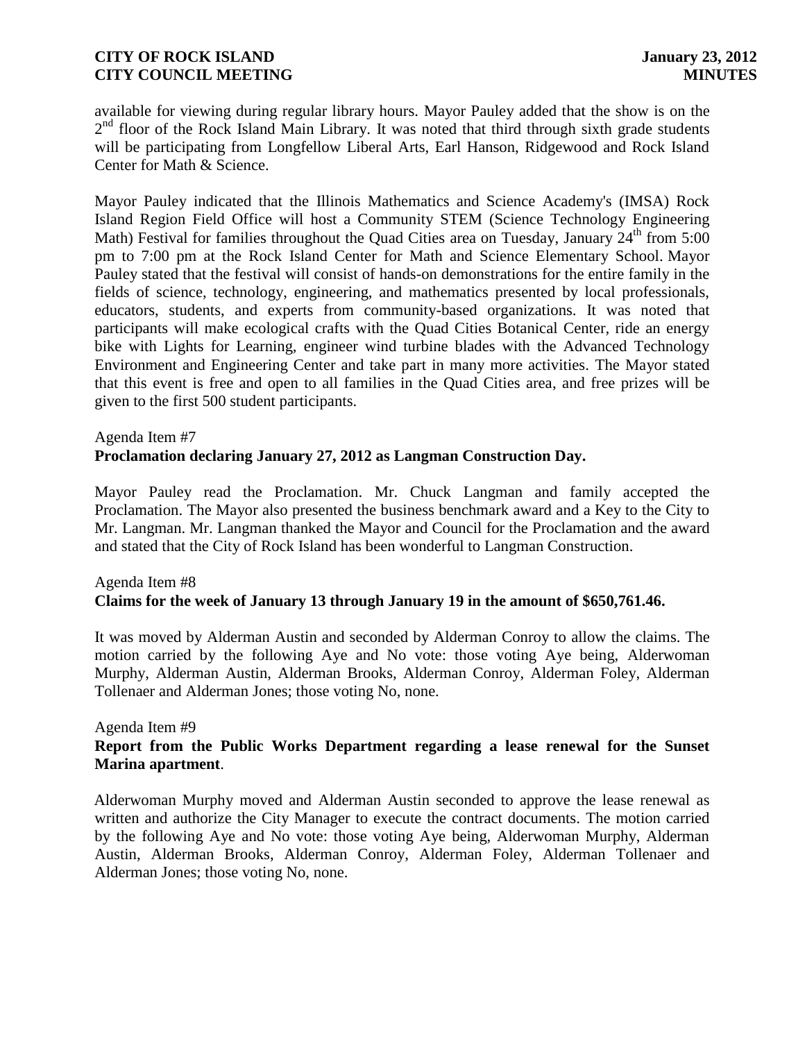available for viewing during regular library hours. Mayor Pauley added that the show is on the 2nd floor of the Rock Island Main Library. It was noted that third through sixth grade students will be participating from Longfellow Liberal Arts, Earl Hanson, Ridgewood and Rock Island Center for Math & Science.

Mayor Pauley indicated that the Illinois Mathematics and Science Academy's (IMSA) Rock Island Region Field Office will host a Community STEM (Science Technology Engineering Math) Festival for families throughout the Quad Cities area on Tuesday, January 24th from 5:00 pm to 7:00 pm at the Rock Island Center for Math and Science Elementary School. Mayor Pauley stated that the festival will consist of hands-on demonstrations for the entire family in the fields of science, technology, engineering, and mathematics presented by local professionals, educators, students, and experts from community-based organizations. It was noted that participants will make ecological crafts with the Quad Cities Botanical Center, ride an energy bike with Lights for Learning, engineer wind turbine blades with the Advanced Technology Environment and Engineering Center and take part in many more activities. The Mayor stated that this event is free and open to all families in the Quad Cities area, and free prizes will be given to the first 500 student participants.

Agenda Item #7
**Proclamation declaring January 27, 2012 as Langman Construction Day.**

Mayor Pauley read the Proclamation. Mr. Chuck Langman and family accepted the Proclamation. The Mayor also presented the business benchmark award and a Key to the City to Mr. Langman. Mr. Langman thanked the Mayor and Council for the Proclamation and the award and stated that the City of Rock Island has been wonderful to Langman Construction.

Agenda Item #8
**Claims for the week of January 13 through January 19 in the amount of $650,761.46.**

It was moved by Alderman Austin and seconded by Alderman Conroy to allow the claims. The motion carried by the following Aye and No vote: those voting Aye being, Alderwoman Murphy, Alderman Austin, Alderman Brooks, Alderman Conroy, Alderman Foley, Alderman Tollenaer and Alderman Jones; those voting No, none.

Agenda Item #9
**Report from the Public Works Department regarding a lease renewal for the Sunset Marina apartment**.

Alderwoman Murphy moved and Alderman Austin seconded to approve the lease renewal as written and authorize the City Manager to execute the contract documents. The motion carried by the following Aye and No vote: those voting Aye being, Alderwoman Murphy, Alderman Austin, Alderman Brooks, Alderman Conroy, Alderman Foley, Alderman Tollenaer and Alderman Jones; those voting No, none.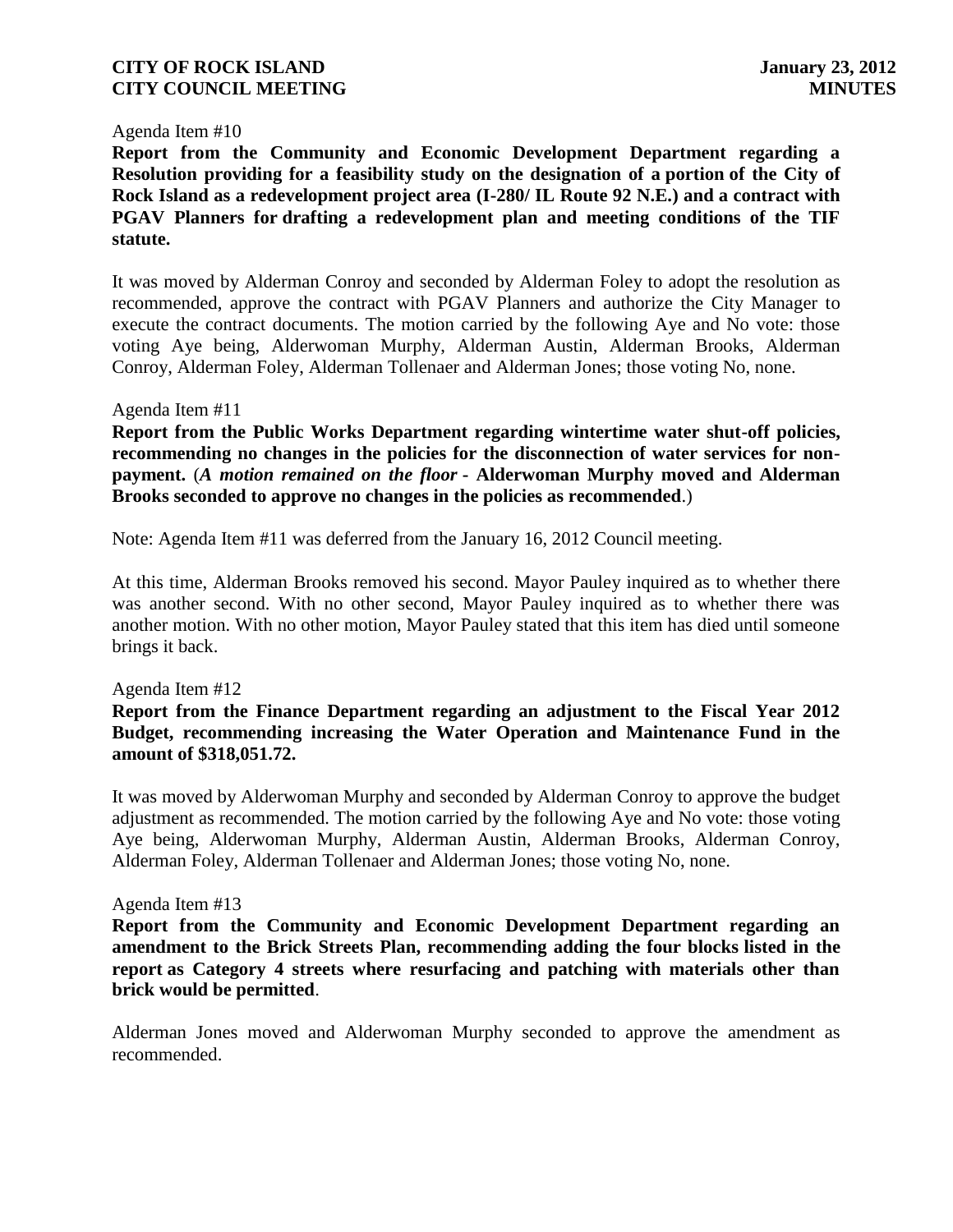Agenda Item #10

**Report from the Community and Economic Development Department regarding a Resolution providing for a feasibility study on the designation of a portion of the City of Rock Island as a redevelopment project area (I-280/ IL Route 92 N.E.) and a contract with PGAV Planners for drafting a redevelopment plan and meeting conditions of the TIF statute.**

It was moved by Alderman Conroy and seconded by Alderman Foley to adopt the resolution as recommended, approve the contract with PGAV Planners and authorize the City Manager to execute the contract documents. The motion carried by the following Aye and No vote: those voting Aye being, Alderwoman Murphy, Alderman Austin, Alderman Brooks, Alderman Conroy, Alderman Foley, Alderman Tollenaer and Alderman Jones; those voting No, none.

Agenda Item #11

**Report from the Public Works Department regarding wintertime water shut-off policies, recommending no changes in the policies for the disconnection of water services for non-payment.** (***A motion remained on the floor* - Alderwoman Murphy moved and Alderman Brooks seconded to approve no changes in the policies as recommended**.)

Note: Agenda Item #11 was deferred from the January 16, 2012 Council meeting.

At this time, Alderman Brooks removed his second. Mayor Pauley inquired as to whether there was another second. With no other second, Mayor Pauley inquired as to whether there was another motion. With no other motion, Mayor Pauley stated that this item has died until someone brings it back.

Agenda Item #12

**Report from the Finance Department regarding an adjustment to the Fiscal Year 2012 Budget, recommending increasing the Water Operation and Maintenance Fund in the amount of $318,051.72.**

It was moved by Alderwoman Murphy and seconded by Alderman Conroy to approve the budget adjustment as recommended. The motion carried by the following Aye and No vote: those voting Aye being, Alderwoman Murphy, Alderman Austin, Alderman Brooks, Alderman Conroy, Alderman Foley, Alderman Tollenaer and Alderman Jones; those voting No, none.

Agenda Item #13

**Report from the Community and Economic Development Department regarding an amendment to the Brick Streets Plan, recommending adding the four blocks listed in the report as Category 4 streets where resurfacing and patching with materials other than brick would be permitted**.

Alderman Jones moved and Alderwoman Murphy seconded to approve the amendment as recommended.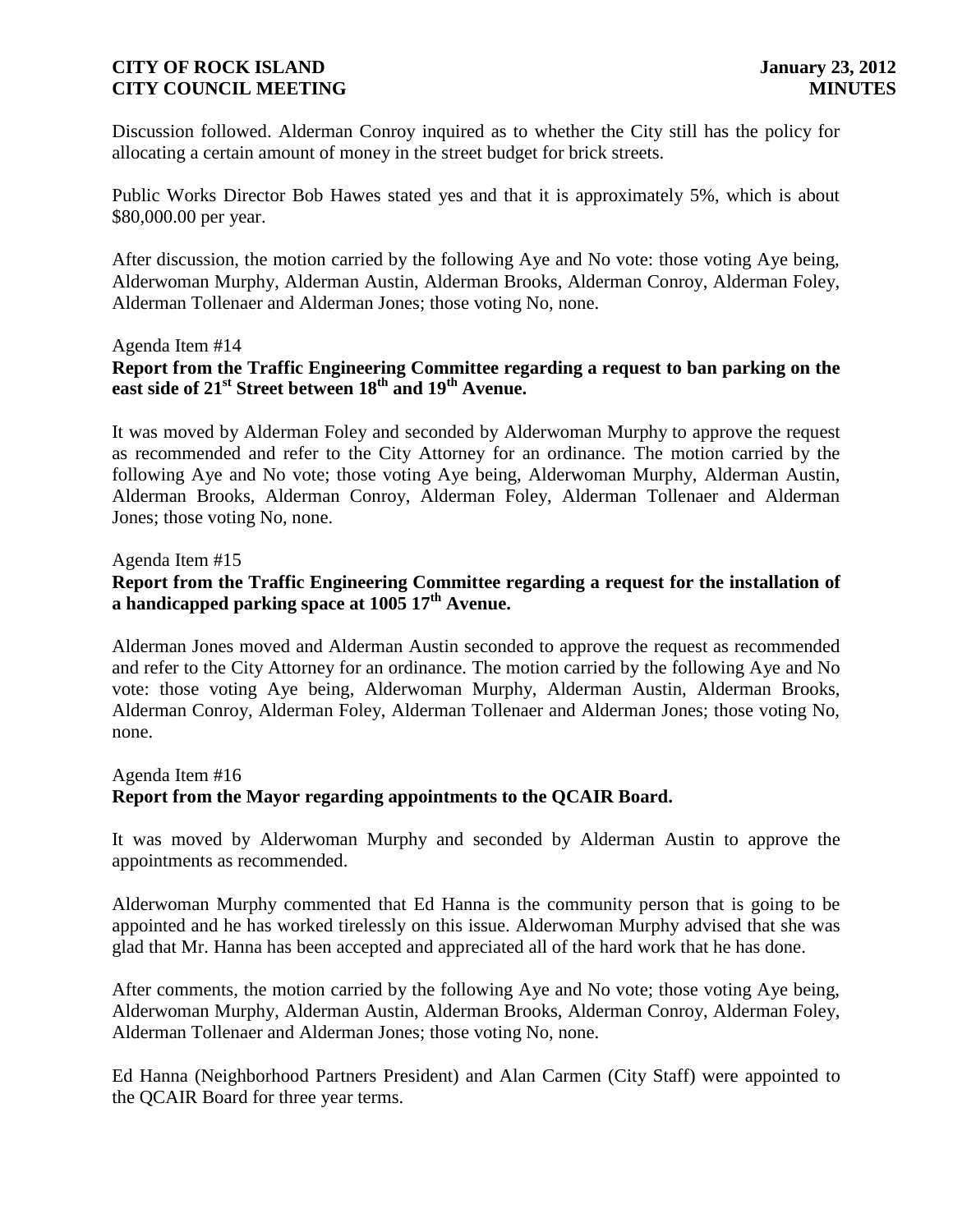Discussion followed. Alderman Conroy inquired as to whether the City still has the policy for allocating a certain amount of money in the street budget for brick streets.

Public Works Director Bob Hawes stated yes and that it is approximately 5%, which is about \$80,000.00 per year.

After discussion, the motion carried by the following Aye and No vote: those voting Aye being, Alderwoman Murphy, Alderman Austin, Alderman Brooks, Alderman Conroy, Alderman Foley, Alderman Tollenaer and Alderman Jones; those voting No, none.

Agenda Item #14

**Report from the Traffic Engineering Committee regarding a request to ban parking on the east side of 21st Street between 18th and 19th Avenue.**

It was moved by Alderman Foley and seconded by Alderwoman Murphy to approve the request as recommended and refer to the City Attorney for an ordinance. The motion carried by the following Aye and No vote; those voting Aye being, Alderwoman Murphy, Alderman Austin, Alderman Brooks, Alderman Conroy, Alderman Foley, Alderman Tollenaer and Alderman Jones; those voting No, none.

Agenda Item #15

**Report from the Traffic Engineering Committee regarding a request for the installation of a handicapped parking space at 1005 17th Avenue.**

Alderman Jones moved and Alderman Austin seconded to approve the request as recommended and refer to the City Attorney for an ordinance. The motion carried by the following Aye and No vote: those voting Aye being, Alderwoman Murphy, Alderman Austin, Alderman Brooks, Alderman Conroy, Alderman Foley, Alderman Tollenaer and Alderman Jones; those voting No, none.

Agenda Item #16

**Report from the Mayor regarding appointments to the QCAIR Board.**

It was moved by Alderwoman Murphy and seconded by Alderman Austin to approve the appointments as recommended.

Alderwoman Murphy commented that Ed Hanna is the community person that is going to be appointed and he has worked tirelessly on this issue. Alderwoman Murphy advised that she was glad that Mr. Hanna has been accepted and appreciated all of the hard work that he has done.

After comments, the motion carried by the following Aye and No vote; those voting Aye being, Alderwoman Murphy, Alderman Austin, Alderman Brooks, Alderman Conroy, Alderman Foley, Alderman Tollenaer and Alderman Jones; those voting No, none.

Ed Hanna (Neighborhood Partners President) and Alan Carmen (City Staff) were appointed to the QCAIR Board for three year terms.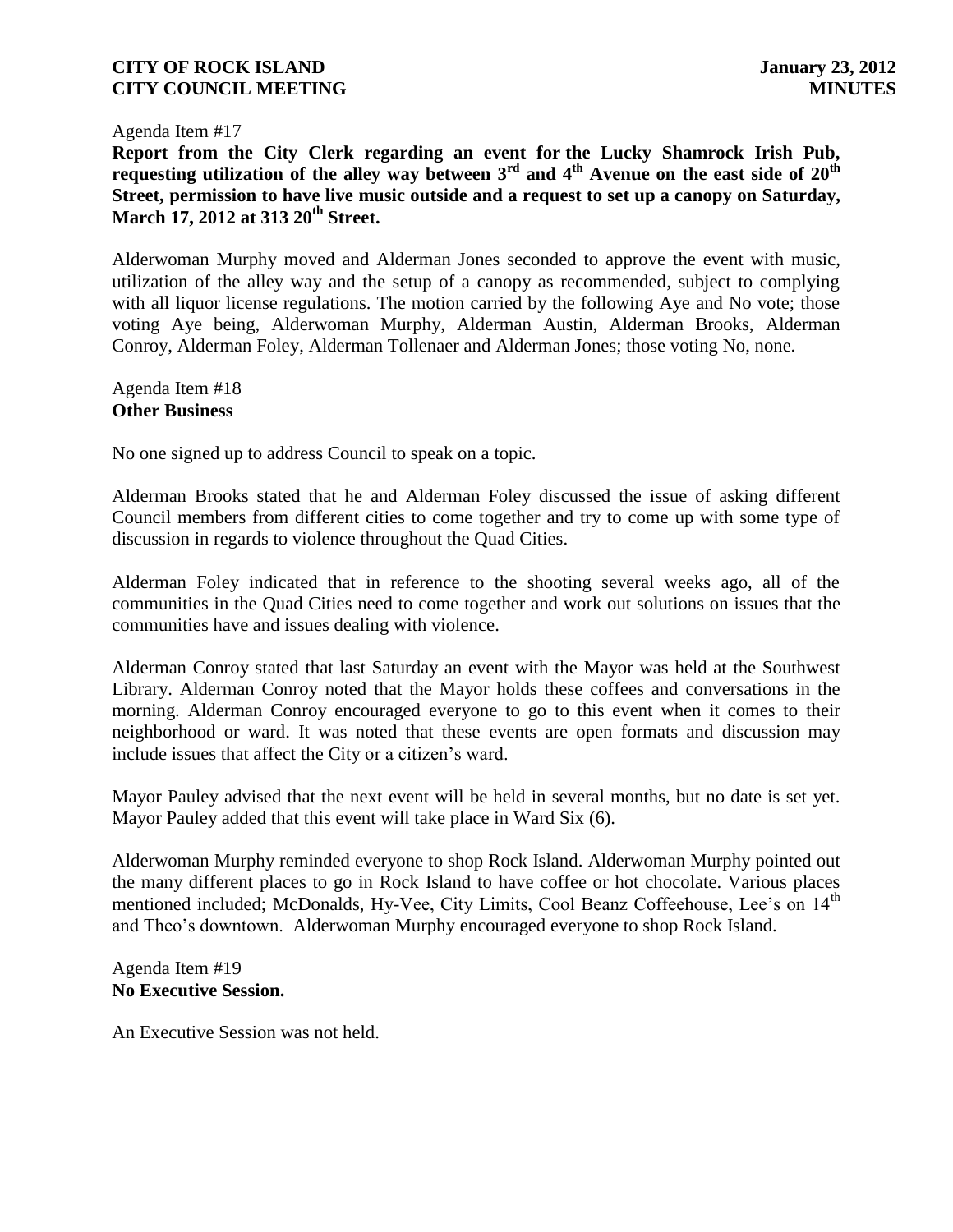Agenda Item #17

**Report from the City Clerk regarding an event for the Lucky Shamrock Irish Pub, requesting utilization of the alley way between 3rd and 4th Avenue on the east side of 20th Street, permission to have live music outside and a request to set up a canopy on Saturday, March 17, 2012 at 313 20th Street.**

Alderwoman Murphy moved and Alderman Jones seconded to approve the event with music, utilization of the alley way and the setup of a canopy as recommended, subject to complying with all liquor license regulations. The motion carried by the following Aye and No vote; those voting Aye being, Alderwoman Murphy, Alderman Austin, Alderman Brooks, Alderman Conroy, Alderman Foley, Alderman Tollenaer and Alderman Jones; those voting No, none.

Agenda Item #18

**Other Business**

No one signed up to address Council to speak on a topic.

Alderman Brooks stated that he and Alderman Foley discussed the issue of asking different Council members from different cities to come together and try to come up with some type of discussion in regards to violence throughout the Quad Cities.

Alderman Foley indicated that in reference to the shooting several weeks ago, all of the communities in the Quad Cities need to come together and work out solutions on issues that the communities have and issues dealing with violence.

Alderman Conroy stated that last Saturday an event with the Mayor was held at the Southwest Library. Alderman Conroy noted that the Mayor holds these coffees and conversations in the morning. Alderman Conroy encouraged everyone to go to this event when it comes to their neighborhood or ward. It was noted that these events are open formats and discussion may include issues that affect the City or a citizen's ward.

Mayor Pauley advised that the next event will be held in several months, but no date is set yet. Mayor Pauley added that this event will take place in Ward Six (6).

Alderwoman Murphy reminded everyone to shop Rock Island. Alderwoman Murphy pointed out the many different places to go in Rock Island to have coffee or hot chocolate. Various places mentioned included; McDonalds, Hy-Vee, City Limits, Cool Beanz Coffeehouse, Lee's on 14th and Theo's downtown. Alderwoman Murphy encouraged everyone to shop Rock Island.

Agenda Item #19

**No Executive Session.**

An Executive Session was not held.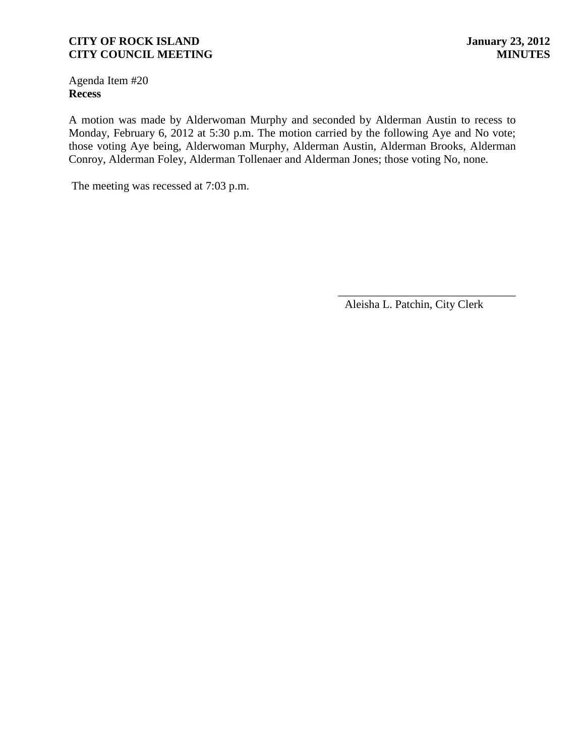Agenda Item #20
**Recess**

A motion was made by Alderwoman Murphy and seconded by Alderman Austin to recess to Monday, February 6, 2012 at 5:30 p.m. The motion carried by the following Aye and No vote; those voting Aye being, Alderwoman Murphy, Alderman Austin, Alderman Brooks, Alderman Conroy, Alderman Foley, Alderman Tollenaer and Alderman Jones; those voting No, none.

The meeting was recessed at 7:03 p.m.

\_\_\_\_\_\_\_\_\_\_\_\_\_\_\_\_\_\_\_\_\_\_\_\_\_\_\_\_\_\_\_\_

Aleisha L. Patchin, City Clerk